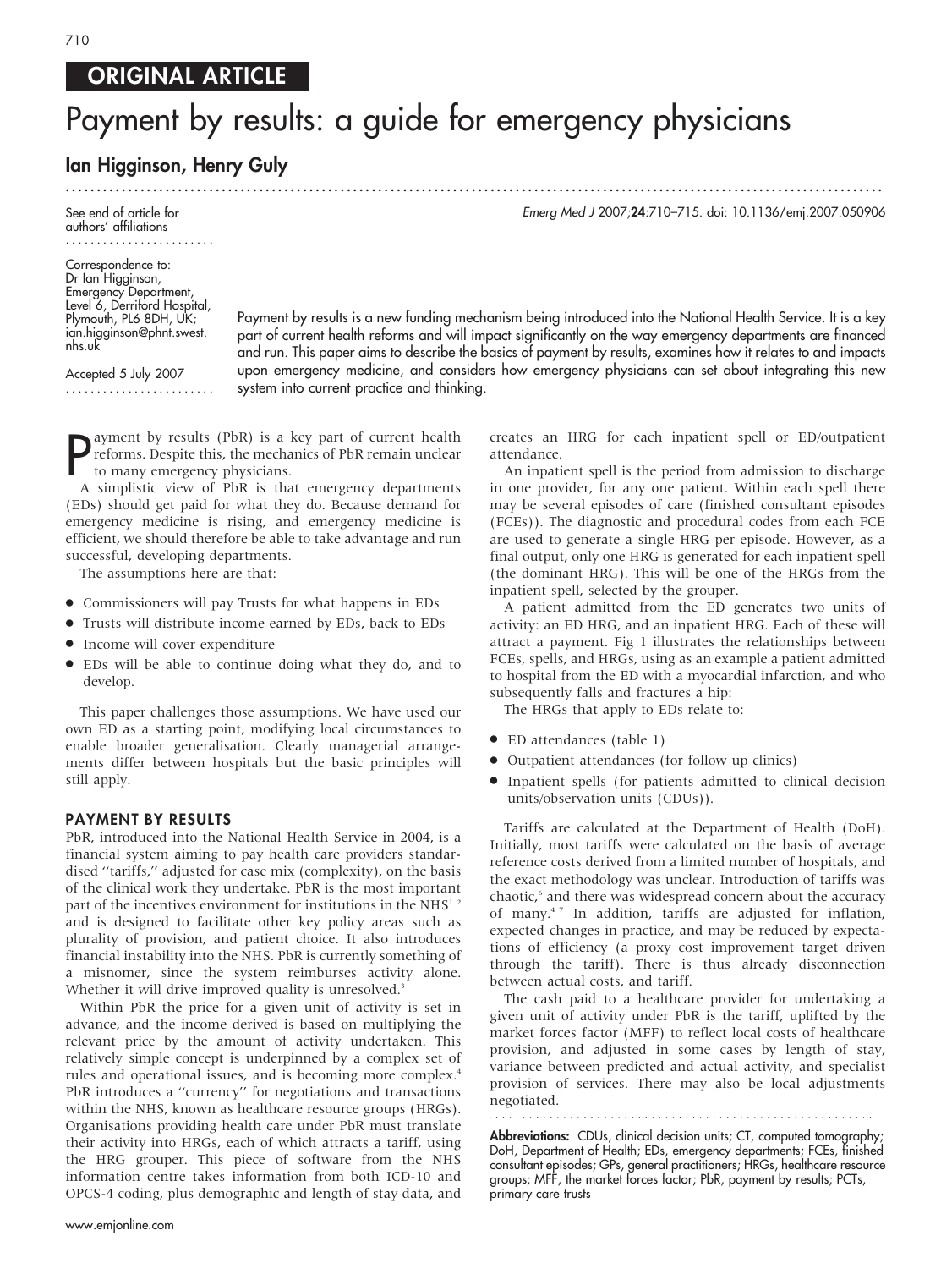ORIGINAL ARTICLE

# Payment by results: a guide for emergency physicians

## Ian Higginson, Henry Guly

See end of article for authors' affiliations

Correspondence to: Dr Ian Higginson, Emergency Department, Level 6, Derriford Hospital, Plymouth, PL6 8DH, UK; ian.higginson@phnt.swest.nhs.uk

Accepted 5 July 2007

Emerg Med J 2007;**24**:710–715. doi: 10.1136/emj.2007.050906

Payment by results is a new funding mechanism being introduced into the National Health Service. It is a key part of current health reforms and will impact significantly on the way emergency departments are financed and run. This paper aims to describe the basics of payment by results, examines how it relates to and impacts upon emergency medicine, and considers how emergency physicians can set about integrating this new system into current practice and thinking.

Payment by results (PbR) is a key part of current health reforms. Despite this, the mechanics of PbR remain unclear to many emergency physicians.

A simplistic view of PbR is that emergency departments (EDs) should get paid for what they do. Because demand for emergency medicine is rising, and emergency medicine is efficient, we should therefore be able to take advantage and run successful, developing departments.

The assumptions here are that:

- Commissioners will pay Trusts for what happens in EDs
- Trusts will distribute income earned by EDs, back to EDs
- Income will cover expenditure
- EDs will be able to continue doing what they do, and to develop.

This paper challenges those assumptions. We have used our own ED as a starting point, modifying local circumstances to enable broader generalisation. Clearly managerial arrangements differ between hospitals but the basic principles will still apply.

## PAYMENT BY RESULTS

PbR, introduced into the National Health Service in 2004, is a financial system aiming to pay health care providers standardised "tariffs," adjusted for case mix (complexity), on the basis of the clinical work they undertake. PbR is the most important part of the incentives environment for institutions in the NHS[1 2] and is designed to facilitate other key policy areas such as plurality of provision, and patient choice. It also introduces financial instability into the NHS. PbR is currently something of a misnomer, since the system reimburses activity alone. Whether it will drive improved quality is unresolved.[3]

Within PbR the price for a given unit of activity is set in advance, and the income derived is based on multiplying the relevant price by the amount of activity undertaken. This relatively simple concept is underpinned by a complex set of rules and operational issues, and is becoming more complex.[4] PbR introduces a "currency" for negotiations and transactions within the NHS, known as healthcare resource groups (HRGs). Organisations providing health care under PbR must translate their activity into HRGs, each of which attracts a tariff, using the HRG grouper. This piece of software from the NHS information centre takes information from both ICD-10 and OPCS-4 coding, plus demographic and length of stay data, and creates an HRG for each inpatient spell or ED/outpatient attendance.

An inpatient spell is the period from admission to discharge in one provider, for any one patient. Within each spell there may be several episodes of care (finished consultant episodes (FCEs)). The diagnostic and procedural codes from each FCE are used to generate a single HRG per episode. However, as a final output, only one HRG is generated for each inpatient spell (the dominant HRG). This will be one of the HRGs from the inpatient spell, selected by the grouper.

A patient admitted from the ED generates two units of activity: an ED HRG, and an inpatient HRG. Each of these will attract a payment. Fig 1 illustrates the relationships between FCEs, spells, and HRGs, using as an example a patient admitted to hospital from the ED with a myocardial infarction, and who subsequently falls and fractures a hip:

The HRGs that apply to EDs relate to:

- ED attendances (table 1)
- Outpatient attendances (for follow up clinics)
- Inpatient spells (for patients admitted to clinical decision units/observation units (CDUs)).

Tariffs are calculated at the Department of Health (DoH). Initially, most tariffs were calculated on the basis of average reference costs derived from a limited number of hospitals, and the exact methodology was unclear. Introduction of tariffs was chaotic,[6] and there was widespread concern about the accuracy of many.[4 7] In addition, tariffs are adjusted for inflation, expected changes in practice, and may be reduced by expectations of efficiency (a proxy cost improvement target driven through the tariff). There is thus already disconnection between actual costs, and tariff.

The cash paid to a healthcare provider for undertaking a given unit of activity under PbR is the tariff, uplifted by the market forces factor (MFF) to reflect local costs of healthcare provision, and adjusted in some cases by length of stay, variance between predicted and actual activity, and specialist provision of services. There may also be local adjustments negotiated.

**Abbreviations:** CDUs, clinical decision units; CT, computed tomography; DoH, Department of Health; EDs, emergency departments; FCEs, finished consultant episodes; GPs, general practitioners; HRGs, healthcare resource groups; MFF, the market forces factor; PbR, payment by results; PCTs, primary care trusts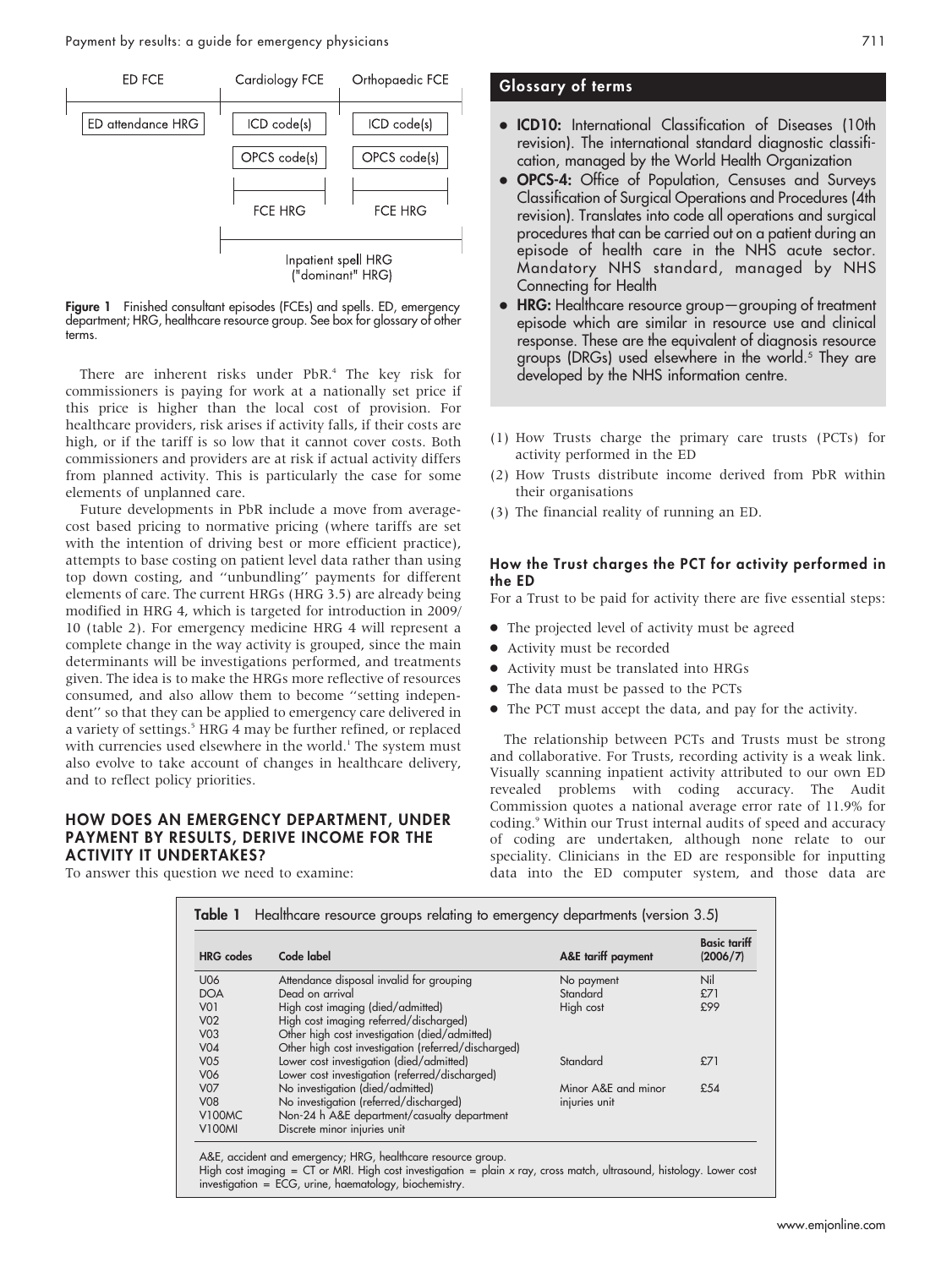ED FCE | Cardiology FCE | Orthopaedic FCE

ED attendance HRG | ICD code(s) | ICD code(s)

OPCS code(s) | OPCS code(s)

FCE HRG | FCE HRG

Inpatient spell HRG ("dominant" HRG)

**Figure 1** Finished consultant episodes (FCEs) and spells. ED, emergency department; HRG, healthcare resource group. See box for glossary of other terms.

There are inherent risks under PbR.[4] The key risk for commissioners is paying for work at a nationally set price if this price is higher than the local cost of provision. For healthcare providers, risk arises if activity falls, if their costs are high, or if the tariff is so low that it cannot cover costs. Both commissioners and providers are at risk if actual activity differs from planned activity. This is particularly the case for some elements of unplanned care.

Future developments in PbR include a move from average-cost based pricing to normative pricing (where tariffs are set with the intention of driving best or more efficient practice), attempts to base costing on patient level data rather than using top down costing, and "unbundling" payments for different elements of care. The current HRGs (HRG 3.5) are already being modified in HRG 4, which is targeted for introduction in 2009/10 (table 2). For emergency medicine HRG 4 will represent a complete change in the way activity is grouped, since the main determinants will be investigations performed, and treatments given. The idea is to make the HRGs more reflective of resources consumed, and also allow them to become "setting independent" so that they can be applied to emergency care delivered in a variety of settings.[5] HRG 4 may be further refined, or replaced with currencies used elsewhere in the world.[1] The system must also evolve to take account of changes in healthcare delivery, and to reflect policy priorities.

## HOW DOES AN EMERGENCY DEPARTMENT, UNDER PAYMENT BY RESULTS, DERIVE INCOME FOR THE ACTIVITY IT UNDERTAKES?

To answer this question we need to examine:

(1) How Trusts charge the primary care trusts (PCTs) for activity performed in the ED

(2) How Trusts distribute income derived from PbR within their organisations

(3) The financial reality of running an ED.

### Glossary of terms

- **ICD10:** International Classification of Diseases (10th revision). The international standard diagnostic classification, managed by the World Health Organization
- **OPCS-4:** Office of Population, Censuses and Surveys Classification of Surgical Operations and Procedures (4th revision). Translates into code all operations and surgical procedures that can be carried out on a patient during an episode of health care in the NHS acute sector. Mandatory NHS standard, managed by NHS Connecting for Health
- **HRG:** Healthcare resource group—grouping of treatment episode which are similar in resource use and clinical response. These are the equivalent of diagnosis resource groups (DRGs) used elsewhere in the world.[5] They are developed by the NHS information centre.

### How the Trust charges the PCT for activity performed in the ED

For a Trust to be paid for activity there are five essential steps:

- The projected level of activity must be agreed
- Activity must be recorded
- Activity must be translated into HRGs
- The data must be passed to the PCTs
- The PCT must accept the data, and pay for the activity.

The relationship between PCTs and Trusts must be strong and collaborative. For Trusts, recording activity is a weak link. Visually scanning inpatient activity attributed to our own ED revealed problems with coding accuracy. The Audit Commission quotes a national average error rate of 11.9% for coding.[9] Within our Trust internal audits of speed and accuracy of coding are undertaken, although none relate to our speciality. Clinicians in the ED are responsible for inputting data into the ED computer system, and those data are

**Table 1** Healthcare resource groups relating to emergency departments (version 3.5)

| HRG codes | Code label | A&E tariff payment | Basic tariff (2006/7) |
|---|---|---|---|
| U06 | Attendance disposal invalid for grouping | No payment | Nil |
| DOA | Dead on arrival | Standard | £71 |
| V01 | High cost imaging (died/admitted) | High cost | £99 |
| V02 | High cost imaging referred/discharged) | | |
| V03 | Other high cost investigation (died/admitted) | | |
| V04 | Other high cost investigation (referred/discharged) | | |
| V05 | Lower cost investigation (died/admitted) | Standard | £71 |
| V06 | Lower cost investigation (referred/discharged) | | |
| V07 | No investigation (died/admitted) | Minor A&E and minor injuries unit | £54 |
| V08 | No investigation (referred/discharged) | | |
| V100MC | Non-24 h A&E department/casualty department | | |
| V100MI | Discrete minor injuries unit | | |

A&E, accident and emergency; HRG, healthcare resource group.
High cost imaging = CT or MRI. High cost investigation = plain x ray, cross match, ultrasound, histology. Lower cost investigation = ECG, urine, haematology, biochemistry.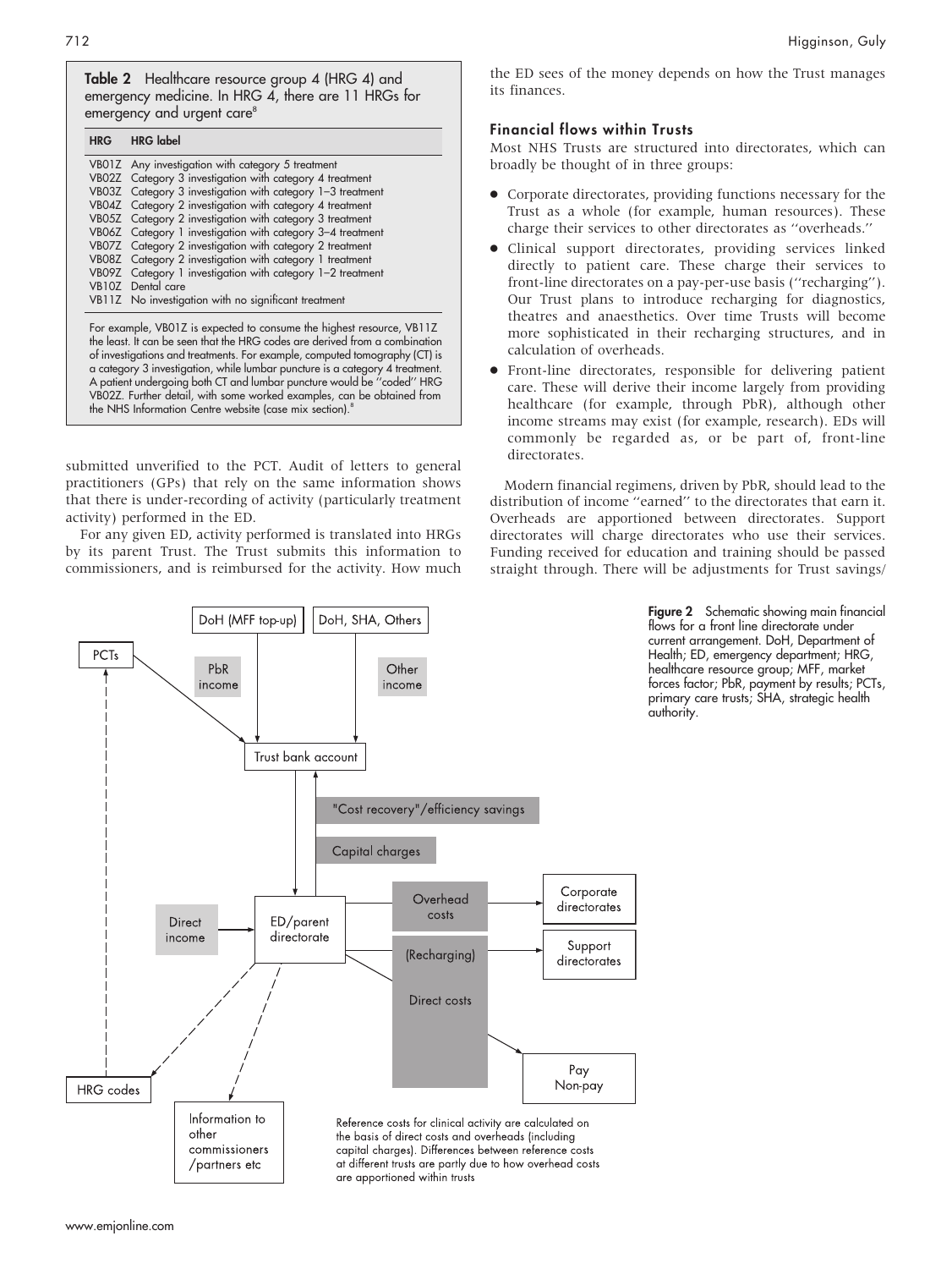**Table 2** Healthcare resource group 4 (HRG 4) and emergency medicine. In HRG 4, there are 11 HRGs for emergency and urgent care[8]

| HRG | HRG label |
|---|---|
| VB01Z | Any investigation with category 5 treatment |
| VB02Z | Category 3 investigation with category 4 treatment |
| VB03Z | Category 3 investigation with category 1–3 treatment |
| VB04Z | Category 2 investigation with category 4 treatment |
| VB05Z | Category 2 investigation with category 3 treatment |
| VB06Z | Category 1 investigation with category 3–4 treatment |
| VB07Z | Category 2 investigation with category 2 treatment |
| VB08Z | Category 2 investigation with category 1 treatment |
| VB09Z | Category 1 investigation with category 1–2 treatment |
| VB10Z | Dental care |
| VB11Z | No investigation with no significant treatment |

For example, VB01Z is expected to consume the highest resource, VB11Z the least. It can be seen that the HRG codes are derived from a combination of investigations and treatments. For example, computed tomography (CT) is a category 3 investigation, while lumbar puncture is a category 4 treatment. A patient undergoing both CT and lumbar puncture would be "coded" HRG VB02Z. Further detail, with some worked examples, can be obtained from the NHS Information Centre website (case mix section).[8]

submitted unverified to the PCT. Audit of letters to general practitioners (GPs) that rely on the same information shows that there is under-recording of activity (particularly treatment activity) performed in the ED.

For any given ED, activity performed is translated into HRGs by its parent Trust. The Trust submits this information to commissioners, and is reimbursed for the activity. How much the ED sees of the money depends on how the Trust manages its finances.

### Financial flows within Trusts

Most NHS Trusts are structured into directorates, which can broadly be thought of in three groups:

- Corporate directorates, providing functions necessary for the Trust as a whole (for example, human resources). These charge their services to other directorates as "overheads."
- Clinical support directorates, providing services linked directly to patient care. These charge their services to front-line directorates on a pay-per-use basis ("recharging"). Our Trust plans to introduce recharging for diagnostics, theatres and anaesthetics. Over time Trusts will become more sophisticated in their recharging structures, and in calculation of overheads.
- Front-line directorates, responsible for delivering patient care. These will derive their income largely from providing healthcare (for example, through PbR), although other income streams may exist (for example, research). EDs will commonly be regarded as, or be part of, front-line directorates.

Modern financial regimens, driven by PbR, should lead to the distribution of income "earned" to the directorates that earn it. Overheads are apportioned between directorates. Support directorates will charge directorates who use their services. Funding received for education and training should be passed straight through. There will be adjustments for Trust savings/

DoH (MFF top-up) | DoH, SHA, Others | PCTs | PbR income | Other income | Trust bank account | "Cost recovery"/efficiency savings | Capital charges | Direct income | ED/parent directorate | Overhead costs | Corporate directorates | (Recharging) | Support directorates | Direct costs | Pay Non-pay | HRG codes | Information to other commissioners /partners etc

Reference costs for clinical activity are calculated on the basis of direct costs and overheads (including capital charges). Differences between reference costs at different trusts are partly due to how overhead costs are apportioned within trusts

**Figure 2** Schematic showing main financial flows for a front line directorate under current arrangement. DoH, Department of Health; ED, emergency department; HRG, healthcare resource group; MFF, market forces factor; PbR, payment by results; PCTs, primary care trusts; SHA, strategic health authority.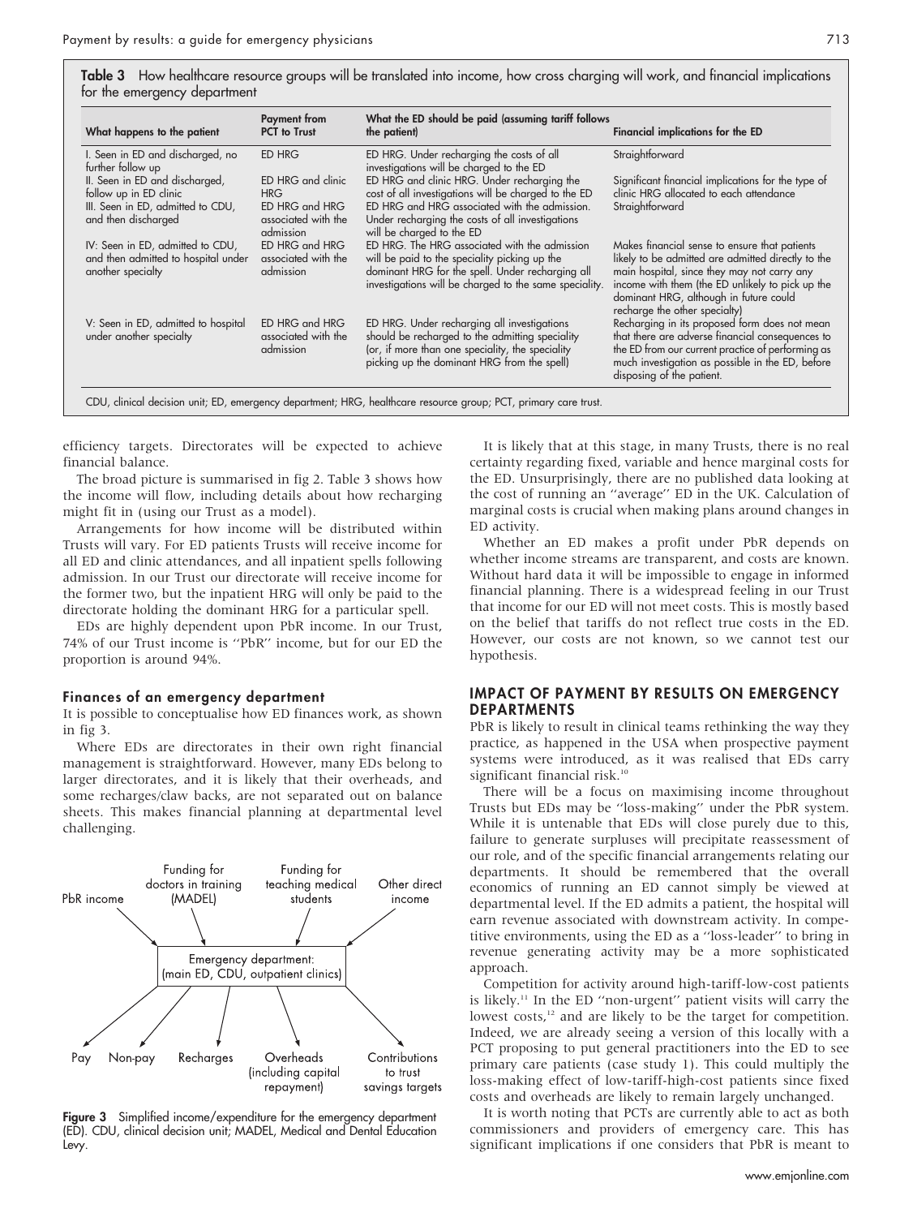**Table 3** How healthcare resource groups will be translated into income, how cross charging will work, and financial implications for the emergency department

| What happens to the patient | Payment from PCT to Trust | What the ED should be paid (assuming tariff follows the patient) | Financial implications for the ED |
|---|---|---|---|
| I. Seen in ED and discharged, no further follow up | ED HRG | ED HRG. Under recharging the costs of all investigations will be charged to the ED | Straightforward |
| II. Seen in ED and discharged, follow up in ED clinic | ED HRG and clinic HRG | ED HRG and clinic HRG. Under recharging the cost of all investigations will be charged to the ED | Significant financial implications for the type of clinic HRG allocated to each attendance |
| III. Seen in ED, admitted to CDU, and then discharged | ED HRG and HRG associated with the admission | ED HRG and HRG associated with the admission. Under recharging the costs of all investigations will be charged to the ED | Straightforward |
| IV: Seen in ED, admitted to CDU, and then admitted to hospital under another specialty | ED HRG and HRG associated with the admission | ED HRG. The HRG associated with the admission will be paid to the speciality picking up the dominant HRG for the spell. Under recharging all investigations will be charged to the same speciality. | Makes financial sense to ensure that patients likely to be admitted are admitted directly to the main hospital, since they may not carry any income with them (the ED unlikely to pick up the dominant HRG, although in future could recharge the other specialty) |
| V: Seen in ED, admitted to hospital under another specialty | ED HRG and HRG associated with the admission | ED HRG. Under recharging all investigations should be recharged to the admitting speciality (or, if more than one speciality, the speciality picking up the dominant HRG from the spell) | Recharging in its proposed form does not mean that there are adverse financial consequences to the ED from our current practice of performing as much investigation as possible in the ED, before disposing of the patient. |

CDU, clinical decision unit; ED, emergency department; HRG, healthcare resource group; PCT, primary care trust.

efficiency targets. Directorates will be expected to achieve financial balance.

The broad picture is summarised in fig 2. Table 3 shows how the income will flow, including details about how recharging might fit in (using our Trust as a model).

Arrangements for how income will be distributed within Trusts will vary. For ED patients Trusts will receive income for all ED and clinic attendances, and all inpatient spells following admission. In our Trust our directorate will receive income for the former two, but the inpatient HRG will only be paid to the directorate holding the dominant HRG for a particular spell.

EDs are highly dependent upon PbR income. In our Trust, 74% of our Trust income is "PbR" income, but for our ED the proportion is around 94%.

### Finances of an emergency department

It is possible to conceptualise how ED finances work, as shown in fig 3.

Where EDs are directorates in their own right financial management is straightforward. However, many EDs belong to larger directorates, and it is likely that their overheads, and some recharges/claw backs, are not separated out on balance sheets. This makes financial planning at departmental level challenging.

PbR income
Funding for doctors in training (MADEL)
Funding for teaching medical students
Other direct income
Emergency department: (main ED, CDU, outpatient clinics)
Pay
Non-pay
Recharges
Overheads (including capital repayment)
Contributions to trust savings targets

**Figure 3** Simplified income/expenditure for the emergency department (ED). CDU, clinical decision unit; MADEL, Medical and Dental Education Levy.

It is likely that at this stage, in many Trusts, there is no real certainty regarding fixed, variable and hence marginal costs for the ED. Unsurprisingly, there are no published data looking at the cost of running an "average" ED in the UK. Calculation of marginal costs is crucial when making plans around changes in ED activity.

Whether an ED makes a profit under PbR depends on whether income streams are transparent, and costs are known. Without hard data it will be impossible to engage in informed financial planning. There is a widespread feeling in our Trust that income for our ED will not meet costs. This is mostly based on the belief that tariffs do not reflect true costs in the ED. However, our costs are not known, so we cannot test our hypothesis.

## IMPACT OF PAYMENT BY RESULTS ON EMERGENCY DEPARTMENTS

PbR is likely to result in clinical teams rethinking the way they practice, as happened in the USA when prospective payment systems were introduced, as it was realised that EDs carry significant financial risk.[10]

There will be a focus on maximising income throughout Trusts but EDs may be "loss-making" under the PbR system. While it is untenable that EDs will close purely due to this, failure to generate surpluses will precipitate reassessment of our role, and of the specific financial arrangements relating our departments. It should be remembered that the overall economics of running an ED cannot simply be viewed at departmental level. If the ED admits a patient, the hospital will earn revenue associated with downstream activity. In competitive environments, using the ED as a "loss-leader" to bring in revenue generating activity may be a more sophisticated approach.

Competition for activity around high-tariff-low-cost patients is likely.[11] In the ED "non-urgent" patient visits will carry the lowest costs,[12] and are likely to be the target for competition. Indeed, we are already seeing a version of this locally with a PCT proposing to put general practitioners into the ED to see primary care patients (case study 1). This could multiply the loss-making effect of low-tariff-high-cost patients since fixed costs and overheads are likely to remain largely unchanged.

It is worth noting that PCTs are currently able to act as both commissioners and providers of emergency care. This has significant implications if one considers that PbR is meant to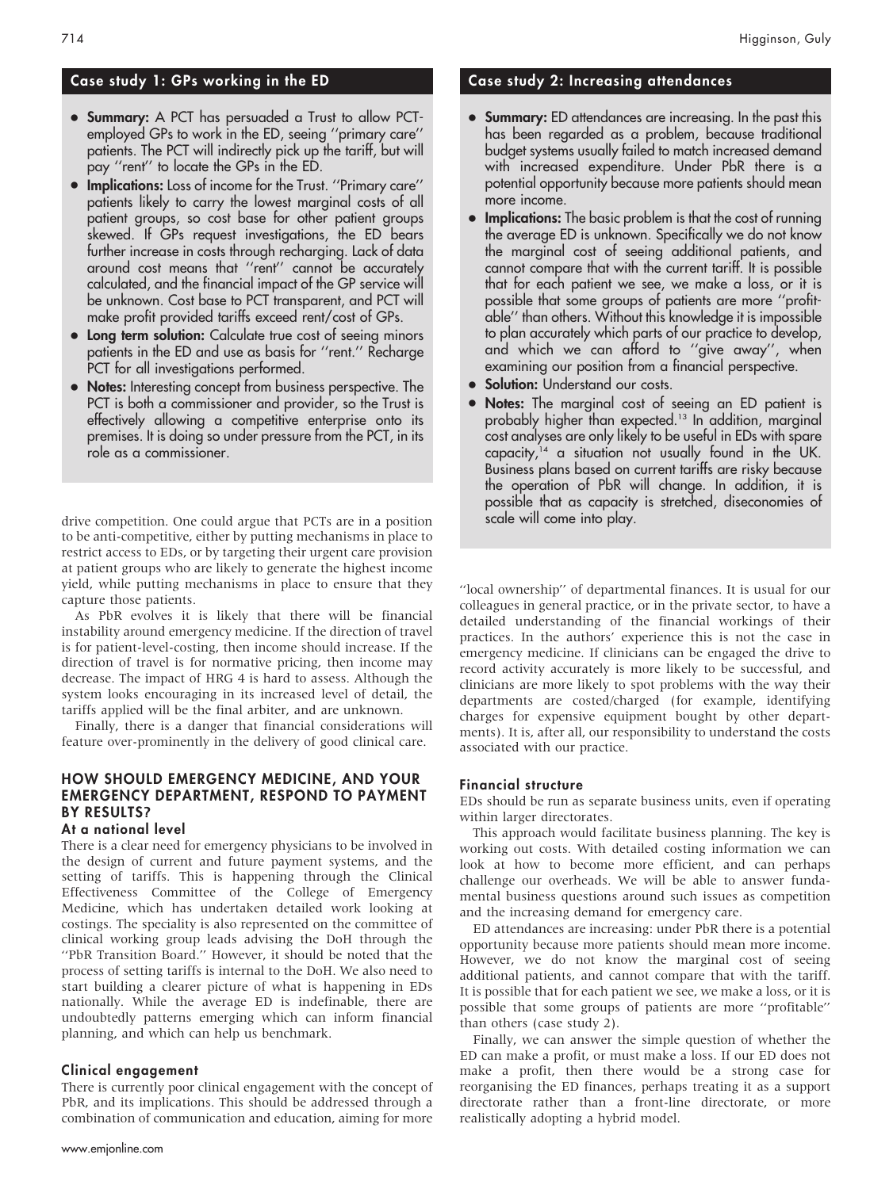### Case study 1: GPs working in the ED

- **Summary:** A PCT has persuaded a Trust to allow PCT-employed GPs to work in the ED, seeing ''primary care'' patients. The PCT will indirectly pick up the tariff, but will pay ''rent'' to locate the GPs in the ED.
- **Implications:** Loss of income for the Trust. ''Primary care'' patients likely to carry the lowest marginal costs of all patient groups, so cost base for other patient groups skewed. If GPs request investigations, the ED bears further increase in costs through recharging. Lack of data around cost means that ''rent'' cannot be accurately calculated, and the financial impact of the GP service will be unknown. Cost base to PCT transparent, and PCT will make profit provided tariffs exceed rent/cost of GPs.
- **Long term solution:** Calculate true cost of seeing minors patients in the ED and use as basis for ''rent.'' Recharge PCT for all investigations performed.
- **Notes:** Interesting concept from business perspective. The PCT is both a commissioner and provider, so the Trust is effectively allowing a competitive enterprise onto its premises. It is doing so under pressure from the PCT, in its role as a commissioner.

drive competition. One could argue that PCTs are in a position to be anti-competitive, either by putting mechanisms in place to restrict access to EDs, or by targeting their urgent care provision at patient groups who are likely to generate the highest income yield, while putting mechanisms in place to ensure that they capture those patients.

As PbR evolves it is likely that there will be financial instability around emergency medicine. If the direction of travel is for patient-level-costing, then income should increase. If the direction of travel is for normative pricing, then income may decrease. The impact of HRG 4 is hard to assess. Although the system looks encouraging in its increased level of detail, the tariffs applied will be the final arbiter, and are unknown.

Finally, there is a danger that financial considerations will feature over-prominently in the delivery of good clinical care.

## HOW SHOULD EMERGENCY MEDICINE, AND YOUR EMERGENCY DEPARTMENT, RESPOND TO PAYMENT BY RESULTS?

### At a national level

There is a clear need for emergency physicians to be involved in the design of current and future payment systems, and the setting of tariffs. This is happening through the Clinical Effectiveness Committee of the College of Emergency Medicine, which has undertaken detailed work looking at costings. The speciality is also represented on the committee of clinical working group leads advising the DoH through the ''PbR Transition Board.'' However, it should be noted that the process of setting tariffs is internal to the DoH. We also need to start building a clearer picture of what is happening in EDs nationally. While the average ED is indefinable, there are undoubtedly patterns emerging which can inform financial planning, and which can help us benchmark.

### Clinical engagement

There is currently poor clinical engagement with the concept of PbR, and its implications. This should be addressed through a combination of communication and education, aiming for more ''local ownership'' of departmental finances. It is usual for our colleagues in general practice, or in the private sector, to have a detailed understanding of the financial workings of their practices. In the authors' experience this is not the case in emergency medicine. If clinicians can be engaged the drive to record activity accurately is more likely to be successful, and clinicians are more likely to spot problems with the way their departments are costed/charged (for example, identifying charges for expensive equipment bought by other departments). It is, after all, our responsibility to understand the costs associated with our practice.

### Case study 2: Increasing attendances

- **Summary:** ED attendances are increasing. In the past this has been regarded as a problem, because traditional budget systems usually failed to match increased demand with increased expenditure. Under PbR there is a potential opportunity because more patients should mean more income.
- **Implications:** The basic problem is that the cost of running the average ED is unknown. Specifically we do not know the marginal cost of seeing additional patients, and cannot compare that with the current tariff. It is possible that for each patient we see, we make a loss, or it is possible that some groups of patients are more ''profitable'' than others. Without this knowledge it is impossible to plan accurately which parts of our practice to develop, and which we can afford to ''give away'', when examining our position from a financial perspective.
- **Solution:** Understand our costs.
- **Notes:** The marginal cost of seeing an ED patient is probably higher than expected.[13] In addition, marginal cost analyses are only likely to be useful in EDs with spare capacity,[14] a situation not usually found in the UK. Business plans based on current tariffs are risky because the operation of PbR will change. In addition, it is possible that as capacity is stretched, diseconomies of scale will come into play.

### Financial structure

EDs should be run as separate business units, even if operating within larger directorates.

This approach would facilitate business planning. The key is working out costs. With detailed costing information we can look at how to become more efficient, and can perhaps challenge our overheads. We will be able to answer fundamental business questions around such issues as competition and the increasing demand for emergency care.

ED attendances are increasing: under PbR there is a potential opportunity because more patients should mean more income. However, we do not know the marginal cost of seeing additional patients, and cannot compare that with the tariff. It is possible that for each patient we see, we make a loss, or it is possible that some groups of patients are more ''profitable'' than others (case study 2).

Finally, we can answer the simple question of whether the ED can make a profit, or must make a loss. If our ED does not make a profit, then there would be a strong case for reorganising the ED finances, perhaps treating it as a support directorate rather than a front-line directorate, or more realistically adopting a hybrid model.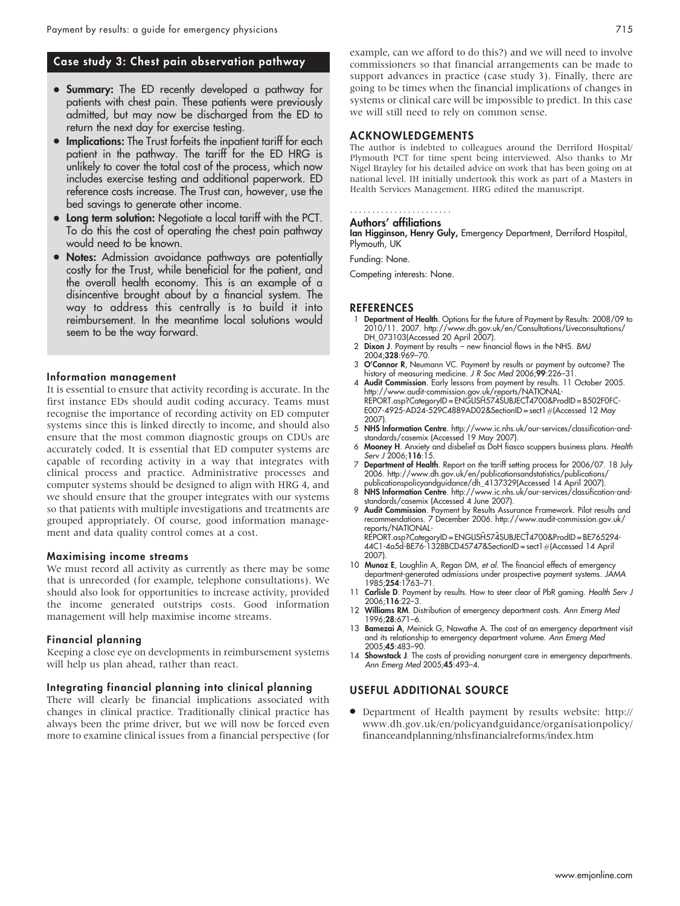## Case study 3: Chest pain observation pathway

- **Summary:** The ED recently developed a pathway for patients with chest pain. These patients were previously admitted, but may now be discharged from the ED to return the next day for exercise testing.
- **Implications:** The Trust forfeits the inpatient tariff for each patient in the pathway. The tariff for the ED HRG is unlikely to cover the total cost of the process, which now includes exercise testing and additional paperwork. ED reference costs increase. The Trust can, however, use the bed savings to generate other income.
- **Long term solution:** Negotiate a local tariff with the PCT. To do this the cost of operating the chest pain pathway would need to be known.
- **Notes:** Admission avoidance pathways are potentially costly for the Trust, while beneficial for the patient, and the overall health economy. This is an example of a disincentive brought about by a financial system. The way to address this centrally is to build it into reimbursement. In the meantime local solutions would seem to be the way forward.

### Information management

It is essential to ensure that activity recording is accurate. In the first instance EDs should audit coding accuracy. Teams must recognise the importance of recording activity on ED computer systems since this is linked directly to income, and should also ensure that the most common diagnostic groups on CDUs are accurately coded. It is essential that ED computer systems are capable of recording activity in a way that integrates with clinical process and practice. Administrative processes and computer systems should be designed to align with HRG 4, and we should ensure that the grouper integrates with our systems so that patients with multiple investigations and treatments are grouped appropriately. Of course, good information management and data quality control comes at a cost.

### Maximising income streams

We must record all activity as currently as there may be some that is unrecorded (for example, telephone consultations). We should also look for opportunities to increase activity, provided the income generated outstrips costs. Good information management will help maximise income streams.

### Financial planning

Keeping a close eye on developments in reimbursement systems will help us plan ahead, rather than react.

### Integrating financial planning into clinical planning

There will clearly be financial implications associated with changes in clinical practice. Traditionally clinical practice has always been the prime driver, but we will now be forced even more to examine clinical issues from a financial perspective (for example, can we afford to do this?) and we will need to involve commissioners so that financial arrangements can be made to support advances in practice (case study 3). Finally, there are going to be times when the financial implications of changes in systems or clinical care will be impossible to predict. In this case we will still need to rely on common sense.

## ACKNOWLEDGEMENTS

The author is indebted to colleagues around the Derriford Hospital/Plymouth PCT for time spent being interviewed. Also thanks to Mr Nigel Brayley for his detailed advice on work that has been going on at national level. IH initially undertook this work as part of a Masters in Health Services Management. HRG edited the manuscript.

.......................

**Authors' affiliations**

**Ian Higginson, Henry Guly,** Emergency Department, Derriford Hospital, Plymouth, UK

Funding: None.

Competing interests: None.

## REFERENCES

1. **Department of Health**. Options for the future of Payment by Results: 2008/09 to 2010/11. 2007. http://www.dh.gov.uk/en/Consultations/Liveconsultations/DH_073103(Accessed 20 April 2007).
2. **Dixon J**. Payment by results – new financial flows in the NHS. *BMJ* 2004;**328**:969–70.
3. **O'Connor R**, Neumann VC. Payment by results or payment by outcome? The history of measuring medicine. *J R Soc Med* 2006;**99**:226–31.
4. **Audit Commission**. Early lessons from payment by results. 11 October 2005. http://www.audit-commission.gov.uk/reports/NATIONAL-REPORT.asp?CategoryID=ENGLISĤ574SUBJECT̂4700&ProdID=B502F0FC-E007-4925-AD24-529C4889AD02&SectionID=sect1#(Accessed 12 May 2007).
5. **NHS Information Centre**. http://www.ic.nhs.uk/our-services/classification-and-standards/casemix (Accessed 19 May 2007).
6. **Mooney H**. Anxiety and disbelief as DoH fiasco scuppers business plans. *Health Serv J* 2006;**116**:15.
7. **Department of Health**. Report on the tariff setting process for 2006/07. 18 July 2006. http://www.dh.gov.uk/en/publicationsandstatistics/publications/publicationspolicyandguidance/dh_4137329(Accessed 14 April 2007).
8. **NHS Information Centre**. http://www.ic.nhs.uk/our-services/classification-and-standards/casemix (Accessed 4 June 2007).
9. **Audit Commission**. Payment by Results Assurance Framework. Pilot results and recommendations. 7 December 2006. http://www.audit-commission.gov.uk/reports/NATIONAL-REPORT.asp?CategoryID=ENGLISĤ574SUBJECT̂4700&ProdID=BE765294-44C1-4a5d-BE76-1328BCD45747&SectionID=sect1#(Accessed 14 April 2007).
10. **Munoz E**, Laughlin A, Regan DM, *et al*. The financial effects of emergency department-generated admissions under prospective payment systems. *JAMA* 1985;**254**:1763–71.
11. **Carlisle D**. Payment by results. How to steer clear of PbR gaming. *Health Serv J* 2006;**116**:22–3.
12. **Williams RM**. Distribution of emergency department costs. *Ann Emerg Med* 1996;**28**:671–6.
13. **Bamezai A**, Meinick G, Nawathe A. The cost of an emergency department visit and its relationship to emergency department volume. *Ann Emerg Med* 2005;**45**:483–90.
14. **Showstack J**. The costs of providing nonurgent care in emergency departments. *Ann Emerg Med* 2005;**45**:493–4.

## USEFUL ADDITIONAL SOURCE

- Department of Health payment by results website: http://www.dh.gov.uk/en/policyandguidance/organisationpolicy/financeandplanning/nhsfinancialreforms/index.htm